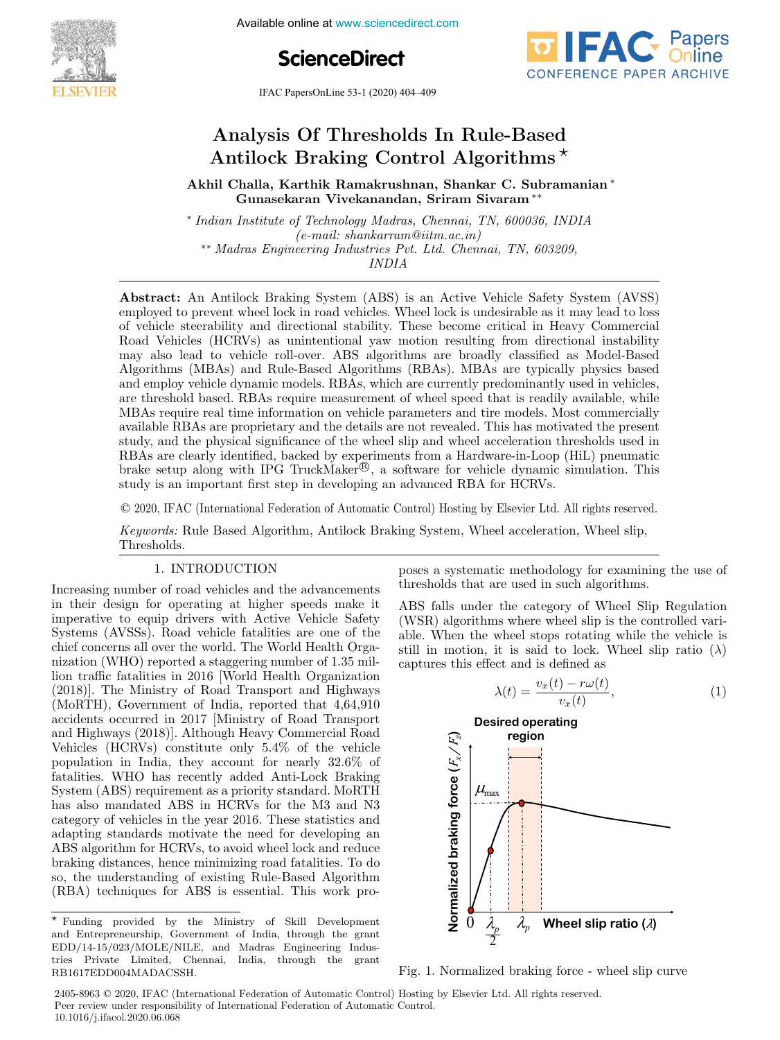# Analysis Of Thresholds In Rule-Based Antilock Braking Control Algorithms ⋆

**Akhil Challa, Karthik Ramakrushnan, Shankar C. Subramanian** [∗] **Gunasekaran Vivekanandan, Sriram Sivaram** [∗∗]

[∗] *Indian Institute of Technology Madras, Chennai, TN, 600036, INDIA (e-mail: shankarram@iitm.ac.in)*
[∗∗] *Madras Engineering Industries Pvt. Ltd. Chennai, TN, 603209, INDIA*

**Abstract:** An Antilock Braking System (ABS) is an Active Vehicle Safety System (AVSS) employed to prevent wheel lock in road vehicles. Wheel lock is undesirable as it may lead to loss of vehicle steerability and directional stability. These become critical in Heavy Commercial Road Vehicles (HCRVs) as unintentional yaw motion resulting from directional instability may also lead to vehicle roll-over. ABS algorithms are broadly classified as Model-Based Algorithms (MBAs) and Rule-Based Algorithms (RBAs). MBAs are typically physics based and employ vehicle dynamic models. RBAs, which are currently predominantly used in vehicles, are threshold based. RBAs require measurement of wheel speed that is readily available, while MBAs require real time information on vehicle parameters and tire models. Most commercially available RBAs are proprietary and the details are not revealed. This has motivated the present study, and the physical significance of the wheel slip and wheel acceleration thresholds used in RBAs are clearly identified, backed by experiments from a Hardware-in-Loop (HiL) pneumatic brake setup along with IPG TruckMaker®, a software for vehicle dynamic simulation. This study is an important first step in developing an advanced RBA for HCRVs.

© 2020, IFAC (International Federation of Automatic Control) Hosting by Elsevier Ltd. All rights reserved.

*Keywords:* Rule Based Algorithm, Antilock Braking System, Wheel acceleration, Wheel slip, Thresholds.

## 1. INTRODUCTION

Increasing number of road vehicles and the advancements in their design for operating at higher speeds make it imperative to equip drivers with Active Vehicle Safety Systems (AVSSs). Road vehicle fatalities are one of the chief concerns all over the world. The World Health Organization (WHO) reported a staggering number of 1.35 million traffic fatalities in 2016 [World Health Organization (2018)]. The Ministry of Road Transport and Highways (MoRTH), Government of India, reported that 4,64,910 accidents occurred in 2017 [Ministry of Road Transport and Highways (2018)]. Although Heavy Commercial Road Vehicles (HCRVs) constitute only 5.4% of the vehicle population in India, they account for nearly 32.6% of fatalities. WHO has recently added Anti-Lock Braking System (ABS) requirement as a priority standard. MoRTH has also mandated ABS in HCRVs for the M3 and N3 category of vehicles in the year 2016. These statistics and adapting standards motivate the need for developing an ABS algorithm for HCRVs, to avoid wheel lock and reduce braking distances, hence minimizing road fatalities. To do so, the understanding of existing Rule-Based Algorithm (RBA) techniques for ABS is essential. This work proposes a systematic methodology for examining the use of thresholds that are used in such algorithms.

ABS falls under the category of Wheel Slip Regulation (WSR) algorithms where wheel slip is the controlled variable. When the wheel stops rotating while the vehicle is still in motion, it is said to lock. Wheel slip ratio ($\lambda$) captures this effect and is defined as

$$\lambda(t) = \frac{v_x(t) - r\omega(t)}{v_x(t)}, \tag{1}$$

Desired operating region
Normalized braking force ($F_x/F_z$)
$\mu_{max}$
0
$\frac{\lambda_p}{2}$
$\lambda_p$
Wheel slip ratio ($\lambda$)

Fig. 1. Normalized braking force - wheel slip curve

⋆ Funding provided by the Ministry of Skill Development and Entrepreneurship, Government of India, through the grant EDD/14-15/023/MOLE/NILE, and Madras Engineering Industries Private Limited, Chennai, India, through the grant RB1617EDD004MADACSSH.

2405-8963 © 2020, IFAC (International Federation of Automatic Control) Hosting by Elsevier Ltd. All rights reserved.
Peer review under responsibility of International Federation of Automatic Control.
10.1016/j.ifacol.2020.06.068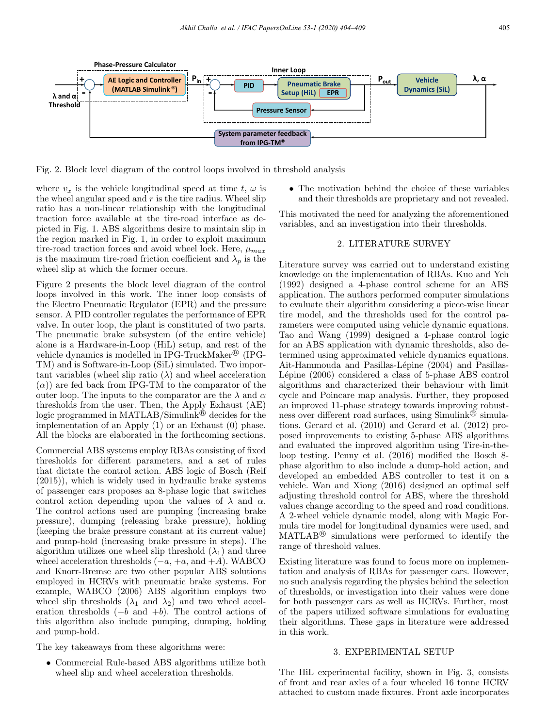Fig. 2. Block level diagram of the control loops involved in threshold analysis

where $v_x$ is the vehicle longitudinal speed at time $t$, $\omega$ is the wheel angular speed and $r$ is the tire radius. Wheel slip ratio has a non-linear relationship with the longitudinal traction force available at the tire-road interface as depicted in Fig. 1. ABS algorithms desire to maintain slip in the region marked in Fig. 1, in order to exploit maximum tire-road traction forces and avoid wheel lock. Here, $\mu_{max}$ is the maximum tire-road friction coefficient and $\lambda_p$ is the wheel slip at which the former occurs.

Figure 2 presents the block level diagram of the control loops involved in this work. The inner loop consists of the Electro Pneumatic Regulator (EPR) and the pressure sensor. A PID controller regulates the performance of EPR valve. In outer loop, the plant is constituted of two parts. The pneumatic brake subsystem (of the entire vehicle) alone is a Hardware-in-Loop (HiL) setup, and rest of the vehicle dynamics is modelled in IPG-TruckMaker® (IPG-TM) and is Software-in-Loop (SiL) simulated. Two important variables (wheel slip ratio ($\lambda$) and wheel acceleration ($\alpha$)) are fed back from IPG-TM to the comparator of the outer loop. The inputs to the comparator are the $\lambda$ and $\alpha$ thresholds from the user. Then, the Apply Exhaust (AE) logic programmed in MATLAB/Simulink® decides for the implementation of an Apply (1) or an Exhaust (0) phase. All the blocks are elaborated in the forthcoming sections.

Commercial ABS systems employ RBAs consisting of fixed thresholds for different parameters, and a set of rules that dictate the control action. ABS logic of Bosch (Reif (2015)), which is widely used in hydraulic brake systems of passenger cars proposes an 8-phase logic that switches control action depending upon the values of $\lambda$ and $\alpha$. The control actions used are pumping (increasing brake pressure), dumping (releasing brake pressure), holding (keeping the brake pressure constant at its current value) and pump-hold (increasing brake pressure in steps). The algorithm utilizes one wheel slip threshold ($\lambda_1$) and three wheel acceleration thresholds ($-a$, $+a$, and $+A$). WABCO and Knorr-Bremse are two other popular ABS solutions employed in HCRVs with pneumatic brake systems. For example, WABCO (2006) ABS algorithm employs two wheel slip thresholds ($\lambda_1$ and $\lambda_2$) and two wheel acceleration thresholds ($-b$ and $+b$). The control actions of this algorithm also include pumping, dumping, holding and pump-hold.

The key takeaways from these algorithms were:

- Commercial Rule-based ABS algorithms utilize both wheel slip and wheel acceleration thresholds.
- The motivation behind the choice of these variables and their thresholds are proprietary and not revealed.

This motivated the need for analyzing the aforementioned variables, and an investigation into their thresholds.

## 2. LITERATURE SURVEY

Literature survey was carried out to understand existing knowledge on the implementation of RBAs. Kuo and Yeh (1992) designed a 4-phase control scheme for an ABS application. The authors performed computer simulations to evaluate their algorithm considering a piece-wise linear tire model, and the thresholds used for the control parameters were computed using vehicle dynamic equations. Tao and Wang (1999) designed a 4-phase control logic for an ABS application with dynamic thresholds, also determined using approximated vehicle dynamics equations. Ait-Hammouda and Pasillas-Lépine (2004) and Pasillas-Lépine (2006) considered a class of 5-phase ABS control algorithms and characterized their behaviour with limit cycle and Poincare map analysis. Further, they proposed an improved 11-phase strategy towards improving robustness over different road surfaces, using Simulink® simulations. Gerard et al. (2010) and Gerard et al. (2012) proposed improvements to existing 5-phase ABS algorithms and evaluated the improved algorithm using Tire-in-the-loop testing. Penny et al. (2016) modified the Bosch 8-phase algorithm to also include a dump-hold action, and developed an embedded ABS controller to test it on a vehicle. Wan and Xiong (2016) designed an optimal self adjusting threshold control for ABS, where the threshold values change according to the speed and road conditions. A 2-wheel vehicle dynamic model, along with Magic Formula tire model for longitudinal dynamics were used, and MATLAB® simulations were performed to identify the range of threshold values.

Existing literature was found to focus more on implementation and analysis of RBAs for passenger cars. However, no such analysis regarding the physics behind the selection of thresholds, or investigation into their values were done for both passenger cars as well as HCRVs. Further, most of the papers utilized software simulations for evaluating their algorithms. These gaps in literature were addressed in this work.

## 3. EXPERIMENTAL SETUP

The HiL experimental facility, shown in Fig. 3, consists of front and rear axles of a four wheeled 16 tonne HCRV attached to custom made fixtures. Front axle incorporates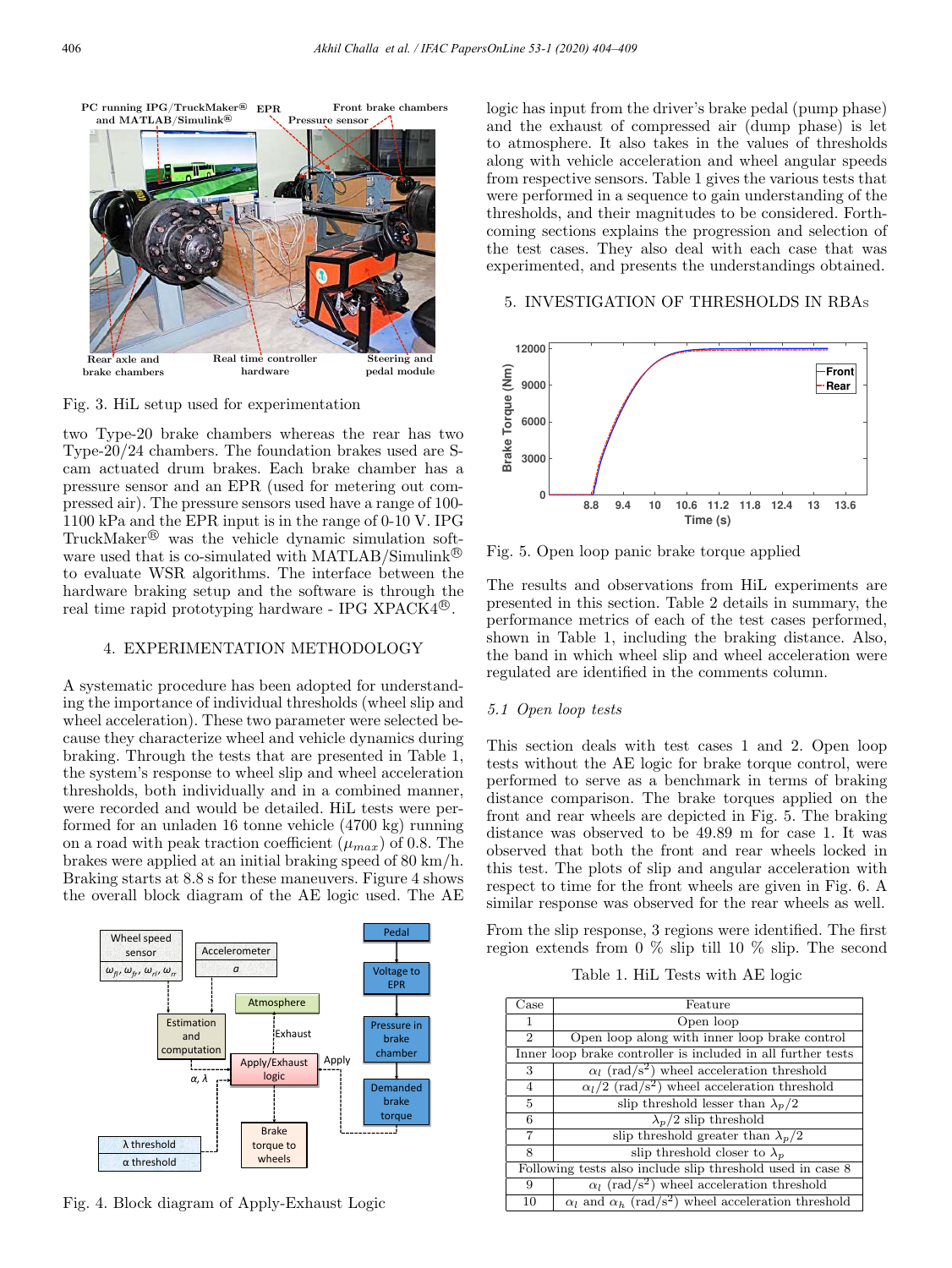PC running IPG/TruckMaker® and MATLAB/Simulink®

EPR

Front brake chambers

Pressure sensor

Rear axle and brake chambers

Real time controller hardware

Steering and pedal module

Fig. 3. HiL setup used for experimentation

two Type-20 brake chambers whereas the rear has two Type-20/24 chambers. The foundation brakes used are S-cam actuated drum brakes. Each brake chamber has a pressure sensor and an EPR (used for metering out compressed air). The pressure sensors used have a range of 100-1100 kPa and the EPR input is in the range of 0-10 V. IPG TruckMaker® was the vehicle dynamic simulation software used that is co-simulated with MATLAB/Simulink® to evaluate WSR algorithms. The interface between the hardware braking setup and the software is through the real time rapid prototyping hardware - IPG XPACK4®.

## 4. EXPERIMENTATION METHODOLOGY

A systematic procedure has been adopted for understanding the importance of individual thresholds (wheel slip and wheel acceleration). These two parameter were selected because they characterize wheel and vehicle dynamics during braking. Through the tests that are presented in Table 1, the system's response to wheel slip and wheel acceleration thresholds, both individually and in a combined manner, were recorded and would be detailed. HiL tests were performed for an unladen 16 tonne vehicle (4700 kg) running on a road with peak traction coefficient ($\mu_{max}$) of 0.8. The brakes were applied at an initial braking speed of 80 km/h. Braking starts at 8.8 s for these maneuvers. Figure 4 shows the overall block diagram of the AE logic used. The AE logic has input from the driver's brake pedal (pump phase) and the exhaust of compressed air (dump phase) is let to atmosphere. It also takes in the values of thresholds along with vehicle acceleration and wheel angular speeds from respective sensors. Table 1 gives the various tests that were performed in a sequence to gain understanding of the thresholds, and their magnitudes to be considered. Forthcoming sections explains the progression and selection of the test cases. They also deal with each case that was experimented, and presents the understandings obtained.

Wheel speed sensor

$\omega_{fl}, \omega_{fr}, \omega_{rl}, \omega_{rr}$

Accelerometer

$a$

Pedal

Voltage to EPR

Atmosphere

Estimation and computation

Exhaust

Pressure in brake chamber

Apply/Exhaust logic

Apply

$\alpha, \lambda$

Demanded brake torque

$\lambda$ threshold

$\alpha$ threshold

Brake torque to wheels

Fig. 4. Block diagram of Apply-Exhaust Logic

## 5. INVESTIGATION OF THRESHOLDS IN RBAs

Brake Torque (Nm)

12000

9000

6000

3000

0

8.8 9.4 10 10.6 11.2 11.8 12.4 13 13.6

Time (s)

Front

Rear

Fig. 5. Open loop panic brake torque applied

The results and observations from HiL experiments are presented in this section. Table 2 details in summary, the performance metrics of each of the test cases performed, shown in Table 1, including the braking distance. Also, the band in which wheel slip and wheel acceleration were regulated are identified in the comments column.

### 5.1 Open loop tests

This section deals with test cases 1 and 2. Open loop tests without the AE logic for brake torque control, were performed to serve as a benchmark in terms of braking distance comparison. The brake torques applied on the front and rear wheels are depicted in Fig. 5. The braking distance was observed to be 49.89 m for case 1. It was observed that both the front and rear wheels locked in this test. The plots of slip and angular acceleration with respect to time for the front wheels are given in Fig. 6. A similar response was observed for the rear wheels as well.

From the slip response, 3 regions were identified. The first region extends from 0 % slip till 10 % slip. The second

Table 1. HiL Tests with AE logic

| Case | Feature |
|---|---|
| 1 | Open loop |
| 2 | Open loop along with inner loop brake control |
| Inner loop brake controller is included in all further tests | |
| 3 | $\alpha_l$ (rad/s$^2$) wheel acceleration threshold |
| 4 | $\alpha_l/2$ (rad/s$^2$) wheel acceleration threshold |
| 5 | slip threshold lesser than $\lambda_p/2$ |
| 6 | $\lambda_p/2$ slip threshold |
| 7 | slip threshold greater than $\lambda_p/2$ |
| 8 | slip threshold closer to $\lambda_p$ |
| Following tests also include slip threshold used in case 8 | |
| 9 | $\alpha_l$ (rad/s$^2$) wheel acceleration threshold |
| 10 | $\alpha_l$ and $\alpha_h$ (rad/s$^2$) wheel acceleration threshold |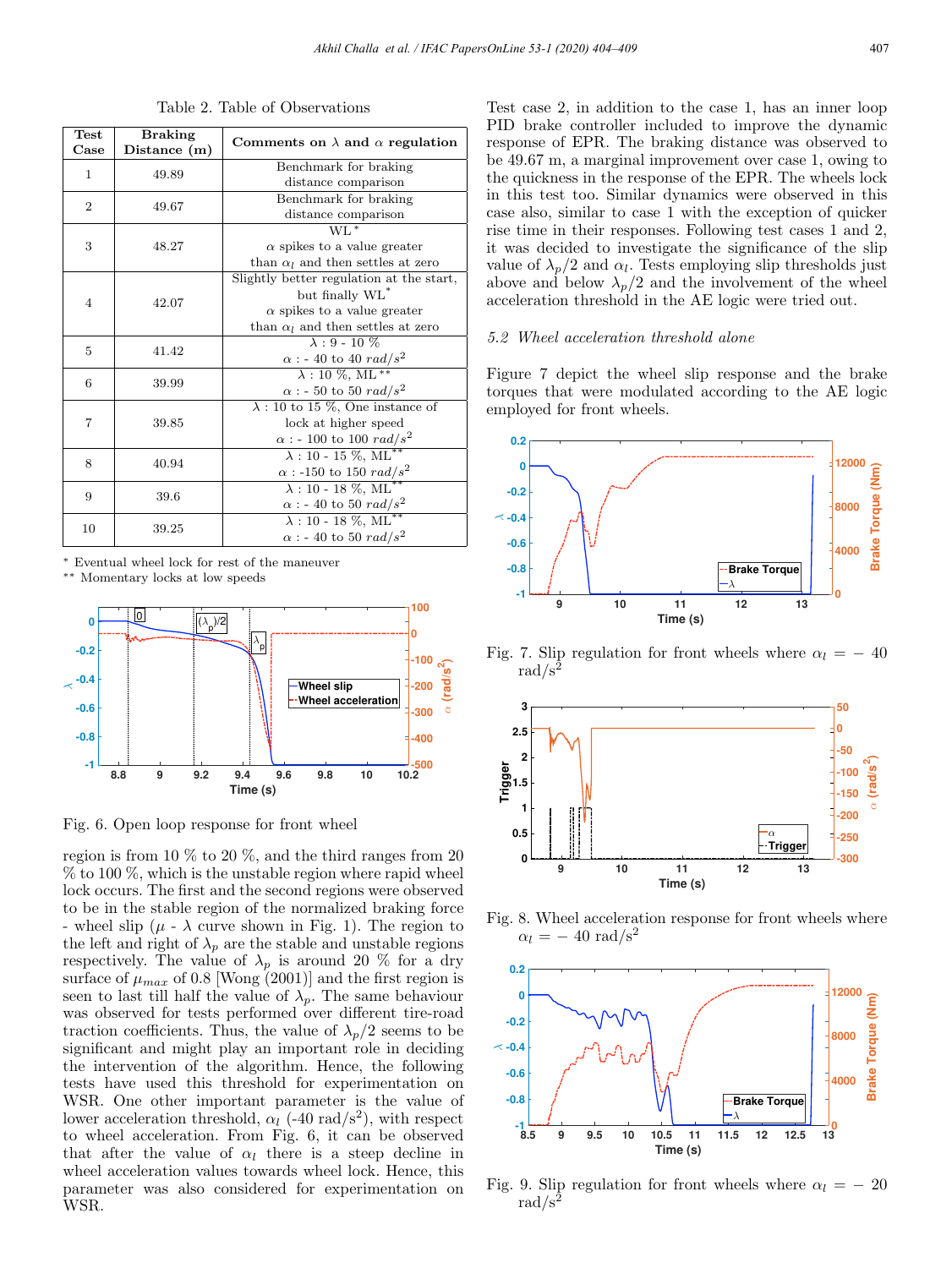Table 2. Table of Observations

| Test Case | Braking Distance (m) | Comments on $\lambda$ and $\alpha$ regulation |
|---|---|---|
| 1 | 49.89 | Benchmark for braking distance comparison |
| 2 | 49.67 | Benchmark for braking distance comparison |
| 3 | 48.27 | WL* $\alpha$ spikes to a value greater than $\alpha_l$ and then settles at zero |
| 4 | 42.07 | Slightly better regulation at the start, but finally WL* $\alpha$ spikes to a value greater than $\alpha_l$ and then settles at zero |
| 5 | 41.42 | $\lambda$ : 9 - 10 % $\alpha$ : - 40 to 40 $rad/s^2$ |
| 6 | 39.99 | $\lambda$ : 10 %, ML** $\alpha$ : - 50 to 50 $rad/s^2$ |
| 7 | 39.85 | $\lambda$ : 10 to 15 %, One instance of lock at higher speed $\alpha$ : - 100 to 100 $rad/s^2$ |
| 8 | 40.94 | $\lambda$ : 10 - 15 %, ML** $\alpha$ : -150 to 150 $rad/s^2$ |
| 9 | 39.6 | $\lambda$ : 10 - 18 %, ML** $\alpha$ : - 40 to 50 $rad/s^2$ |
| 10 | 39.25 | $\lambda$ : 10 - 18 %, ML** $\alpha$ : - 40 to 50 $rad/s^2$ |

* Eventual wheel lock for rest of the maneuver
** Momentary locks at low speeds

Fig. 6. Open loop response for front wheel

region is from 10 % to 20 %, and the third ranges from 20 % to 100 %, which is the unstable region where rapid wheel lock occurs. The first and the second regions were observed to be in the stable region of the normalized braking force - wheel slip ($\mu$ - $\lambda$ curve shown in Fig. 1). The region to the left and right of $\lambda_p$ are the stable and unstable regions respectively. The value of $\lambda_p$ is around 20 % for a dry surface of $\mu_{max}$ of 0.8 [Wong (2001)] and the first region is seen to last till half the value of $\lambda_p$. The same behaviour was observed for tests performed over different tire-road traction coefficients. Thus, the value of $\lambda_p/2$ seems to be significant and might play an important role in deciding the intervention of the algorithm. Hence, the following tests have used this threshold for experimentation on WSR. One other important parameter is the value of lower acceleration threshold, $\alpha_l$ (-40 rad/s$^2$), with respect to wheel acceleration. From Fig. 6, it can be observed that after the value of $\alpha_l$ there is a steep decline in wheel acceleration values towards wheel lock. Hence, this parameter was also considered for experimentation on WSR.

Test case 2, in addition to the case 1, has an inner loop PID brake controller included to improve the dynamic response of EPR. The braking distance was observed to be 49.67 m, a marginal improvement over case 1, owing to the quickness in the response of the EPR. The wheels lock in this test too. Similar dynamics were observed in this case also, similar to case 1 with the exception of quicker rise time in their responses. Following test cases 1 and 2, it was decided to investigate the significance of the slip value of $\lambda_p/2$ and $\alpha_l$. Tests employing slip thresholds just above and below $\lambda_p/2$ and the involvement of the wheel acceleration threshold in the AE logic were tried out.

### 5.2 *Wheel acceleration threshold alone*

Figure 7 depict the wheel slip response and the brake torques that were modulated according to the AE logic employed for front wheels.

Fig. 7. Slip regulation for front wheels where $\alpha_l = -40$ rad/s$^2$

Fig. 8. Wheel acceleration response for front wheels where $\alpha_l = -40$ rad/s$^2$

Fig. 9. Slip regulation for front wheels where $\alpha_l = -20$ rad/s$^2$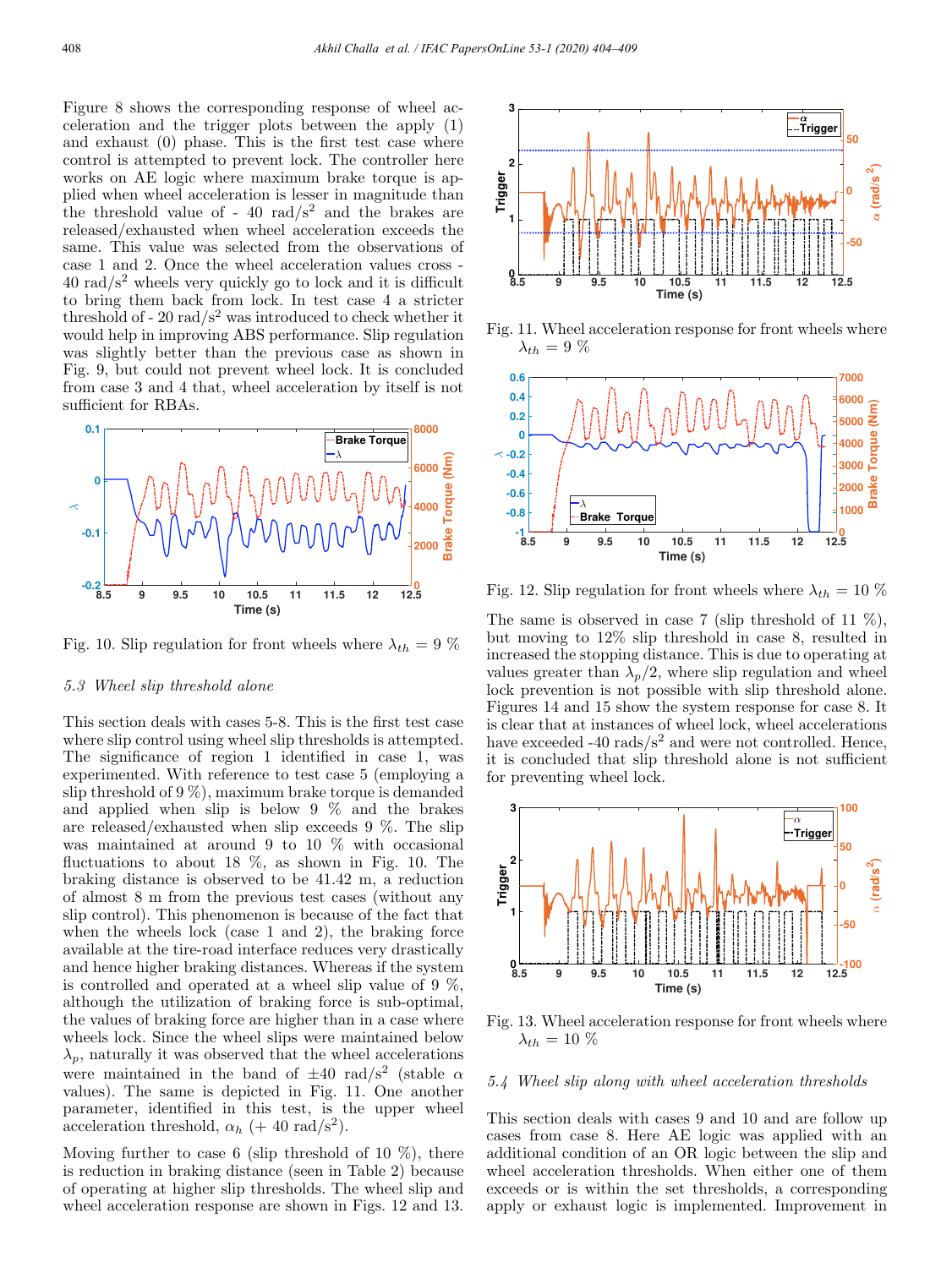Figure 8 shows the corresponding response of wheel acceleration and the trigger plots between the apply (1) and exhaust (0) phase. This is the first test case where control is attempted to prevent lock. The controller here works on AE logic where maximum brake torque is applied when wheel acceleration is lesser in magnitude than the threshold value of - 40 rad/s$^2$ and the brakes are released/exhausted when wheel acceleration exceeds the same. This value was selected from the observations of case 1 and 2. Once the wheel acceleration values cross - 40 rad/s$^2$ wheels very quickly go to lock and it is difficult to bring them back from lock. In test case 4 a stricter threshold of - 20 rad/s$^2$ was introduced to check whether it would help in improving ABS performance. Slip regulation was slightly better than the previous case as shown in Fig. 9, but could not prevent wheel lock. It is concluded from case 3 and 4 that, wheel acceleration by itself is not sufficient for RBAs.

0.1
0
-0.1
-0.2
λ
8.5 9 9.5 10 10.5 11 11.5 12 12.5
Time (s)
8000
6000
4000
2000
0
Brake Torque (Nm)
Brake Torque
λ

Fig. 10. Slip regulation for front wheels where $\lambda_{th}$ = 9 %

### 5.3 Wheel slip threshold alone

This section deals with cases 5-8. This is the first test case where slip control using wheel slip thresholds is attempted. The significance of region 1 identified in case 1, was experimented. With reference to test case 5 (employing a slip threshold of 9 %), maximum brake torque is demanded and applied when slip is below 9 % and the brakes are released/exhausted when slip exceeds 9 %. The slip was maintained at around 9 to 10 % with occasional fluctuations to about 18 %, as shown in Fig. 10. The braking distance is observed to be 41.42 m, a reduction of almost 8 m from the previous test cases (without any slip control). This phenomenon is because of the fact that when the wheels lock (case 1 and 2), the braking force available at the tire-road interface reduces very drastically and hence higher braking distances. Whereas if the system is controlled and operated at a wheel slip value of 9 %, although the utilization of braking force is sub-optimal, the values of braking force are higher than in a case where wheels lock. Since the wheel slips were maintained below $\lambda_p$, naturally it was observed that the wheel accelerations were maintained in the band of ±40 rad/s$^2$ (stable $\alpha$ values). The same is depicted in Fig. 11. One another parameter, identified in this test, is the upper wheel acceleration threshold, $\alpha_h$ (+ 40 rad/s$^2$).

Moving further to case 6 (slip threshold of 10 %), there is reduction in braking distance (seen in Table 2) because of operating at higher slip thresholds. The wheel slip and wheel acceleration response are shown in Figs. 12 and 13.

3
2
1
0
Trigger
8.5 9 9.5 10 10.5 11 11.5 12 12.5
Time (s)
50
0
-50
α (rad/s$^2$)
α
Trigger

Fig. 11. Wheel acceleration response for front wheels where $\lambda_{th}$ = 9 %

0.6
0.4
0.2
0
-0.2
-0.4
-0.6
-0.8
-1
λ
8.5 9 9.5 10 10.5 11 11.5 12 12.5
Time (s)
7000
6000
5000
4000
3000
2000
1000
0
Brake Torque (Nm)
λ
Brake Torque

Fig. 12. Slip regulation for front wheels where $\lambda_{th}$ = 10 %

The same is observed in case 7 (slip threshold of 11 %), but moving to 12% slip threshold in case 8, resulted in increased the stopping distance. This is due to operating at values greater than $\lambda_p/2$, where slip regulation and wheel lock prevention is not possible with slip threshold alone. Figures 14 and 15 show the system response for case 8. It is clear that at instances of wheel lock, wheel accelerations have exceeded -40 rads/s$^2$ and were not controlled. Hence, it is concluded that slip threshold alone is not sufficient for preventing wheel lock.

3
2
1
0
Trigger
8.5 9 9.5 10 10.5 11 11.5 12 12.5
Time (s)
100
50
0
-50
-100
α (rad/s$^2$)
α
Trigger

Fig. 13. Wheel acceleration response for front wheels where $\lambda_{th}$ = 10 %

### 5.4 Wheel slip along with wheel acceleration thresholds

This section deals with cases 9 and 10 and are follow up cases from case 8. Here AE logic was applied with an additional condition of an OR logic between the slip and wheel acceleration thresholds. When either one of them exceeds or is within the set thresholds, a corresponding apply or exhaust logic is implemented. Improvement in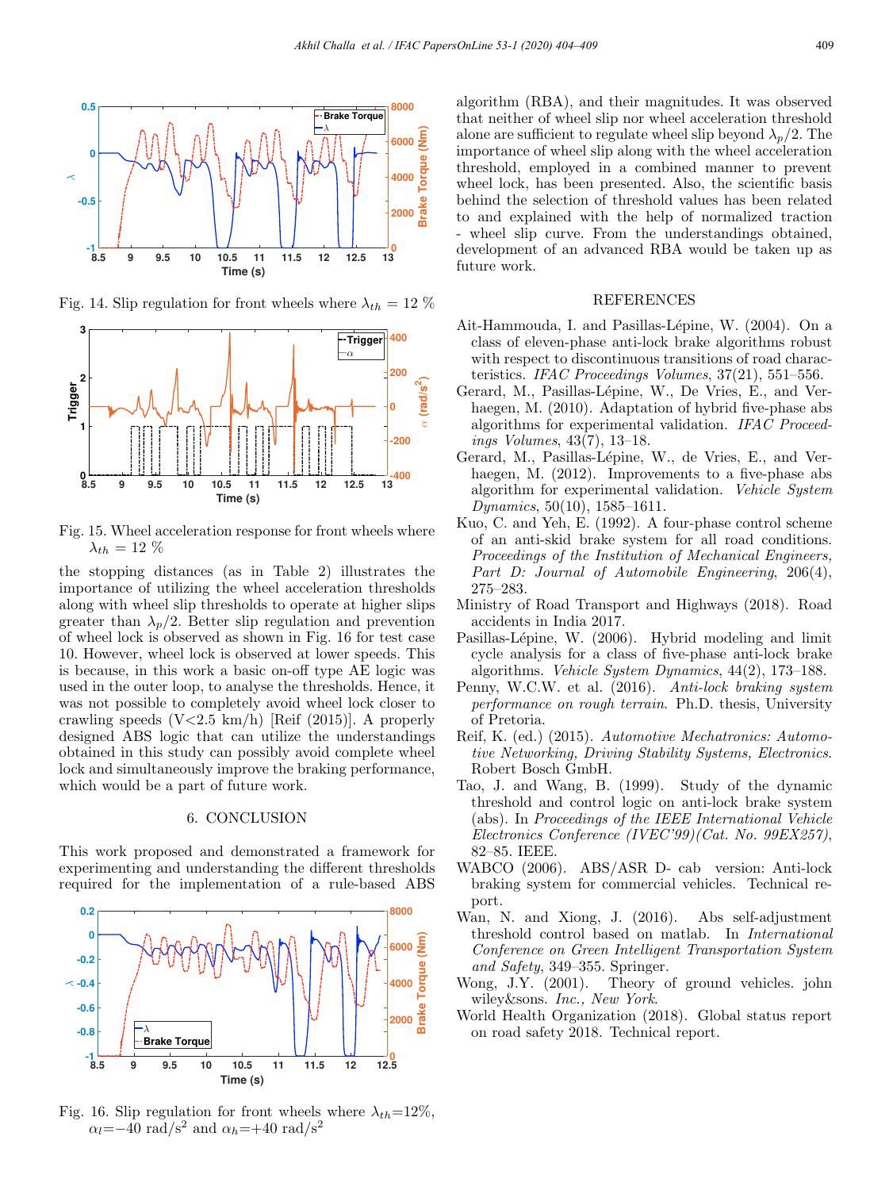Brake Torque
λ
0.5
0
-0.5
-1
8000
6000
4000
2000
0
8.5 9 9.5 10 10.5 11 11.5 12 12.5 13
Time (s)
Brake Torque (Nm)

Fig. 14. Slip regulation for front wheels where $\lambda_{th} = 12$ %

Trigger
α
3
2
1
0
400
200
0
-200
-400
8.5 9 9.5 10 10.5 11 11.5 12 12.5 13
Time (s)
α (rad/s$^2$)

Fig. 15. Wheel acceleration response for front wheels where $\lambda_{th} = 12$ %

the stopping distances (as in Table 2) illustrates the importance of utilizing the wheel acceleration thresholds along with wheel slip thresholds to operate at higher slips greater than $\lambda_p/2$. Better slip regulation and prevention of wheel lock is observed as shown in Fig. 16 for test case 10. However, wheel lock is observed at lower speeds. This is because, in this work a basic on-off type AE logic was used in the outer loop, to analyse the thresholds. Hence, it was not possible to completely avoid wheel lock closer to crawling speeds (V<2.5 km/h) [Reif (2015)]. A properly designed ABS logic that can utilize the understandings obtained in this study can possibly avoid complete wheel lock and simultaneously improve the braking performance, which would be a part of future work.

## 6. CONCLUSION

This work proposed and demonstrated a framework for experimenting and understanding the different thresholds required for the implementation of a rule-based ABS algorithm (RBA), and their magnitudes. It was observed that neither of wheel slip nor wheel acceleration threshold alone are sufficient to regulate wheel slip beyond $\lambda_p/2$. The importance of wheel slip along with the wheel acceleration threshold, employed in a combined manner to prevent wheel lock, has been presented. Also, the scientific basis behind the selection of threshold values has been related to and explained with the help of normalized traction - wheel slip curve. From the understandings obtained, development of an advanced RBA would be taken up as future work.

0.2
0
-0.2
-0.4
-0.6
-0.8
-1
8000
6000
4000
2000
0
8.5 9 9.5 10 10.5 11 11.5 12 12.5
Time (s)
λ
Brake Torque
Brake Torque (Nm)

Fig. 16. Slip regulation for front wheels where $\lambda_{th}$=12%, $\alpha_l$=−40 rad/s$^2$ and $\alpha_h$=+40 rad/s$^2$

## REFERENCES

Ait-Hammouda, I. and Pasillas-Lépine, W. (2004). On a class of eleven-phase anti-lock brake algorithms robust with respect to discontinuous transitions of road characteristics. *IFAC Proceedings Volumes*, 37(21), 551–556.

Gerard, M., Pasillas-Lépine, W., De Vries, E., and Verhaegen, M. (2010). Adaptation of hybrid five-phase abs algorithms for experimental validation. *IFAC Proceedings Volumes*, 43(7), 13–18.

Gerard, M., Pasillas-Lépine, W., de Vries, E., and Verhaegen, M. (2012). Improvements to a five-phase abs algorithm for experimental validation. *Vehicle System Dynamics*, 50(10), 1585–1611.

Kuo, C. and Yeh, E. (1992). A four-phase control scheme of an anti-skid brake system for all road conditions. *Proceedings of the Institution of Mechanical Engineers, Part D: Journal of Automobile Engineering*, 206(4), 275–283.

Ministry of Road Transport and Highways (2018). Road accidents in India 2017.

Pasillas-Lépine, W. (2006). Hybrid modeling and limit cycle analysis for a class of five-phase anti-lock brake algorithms. *Vehicle System Dynamics*, 44(2), 173–188.

Penny, W.C.W. et al. (2016). *Anti-lock braking system performance on rough terrain*. Ph.D. thesis, University of Pretoria.

Reif, K. (ed.) (2015). *Automotive Mechatronics: Automotive Networking, Driving Stability Systems, Electronics*. Robert Bosch GmbH.

Tao, J. and Wang, B. (1999). Study of the dynamic threshold and control logic on anti-lock brake system (abs). In *Proceedings of the IEEE International Vehicle Electronics Conference (IVEC'99)(Cat. No. 99EX257)*, 82–85. IEEE.

WABCO (2006). ABS/ASR D- cab version: Anti-lock braking system for commercial vehicles. Technical report.

Wan, N. and Xiong, J. (2016). Abs self-adjustment threshold control based on matlab. In *International Conference on Green Intelligent Transportation System and Safety*, 349–355. Springer.

Wong, J.Y. (2001). Theory of ground vehicles. john wiley&sons. *Inc., New York*.

World Health Organization (2018). Global status report on road safety 2018. Technical report.